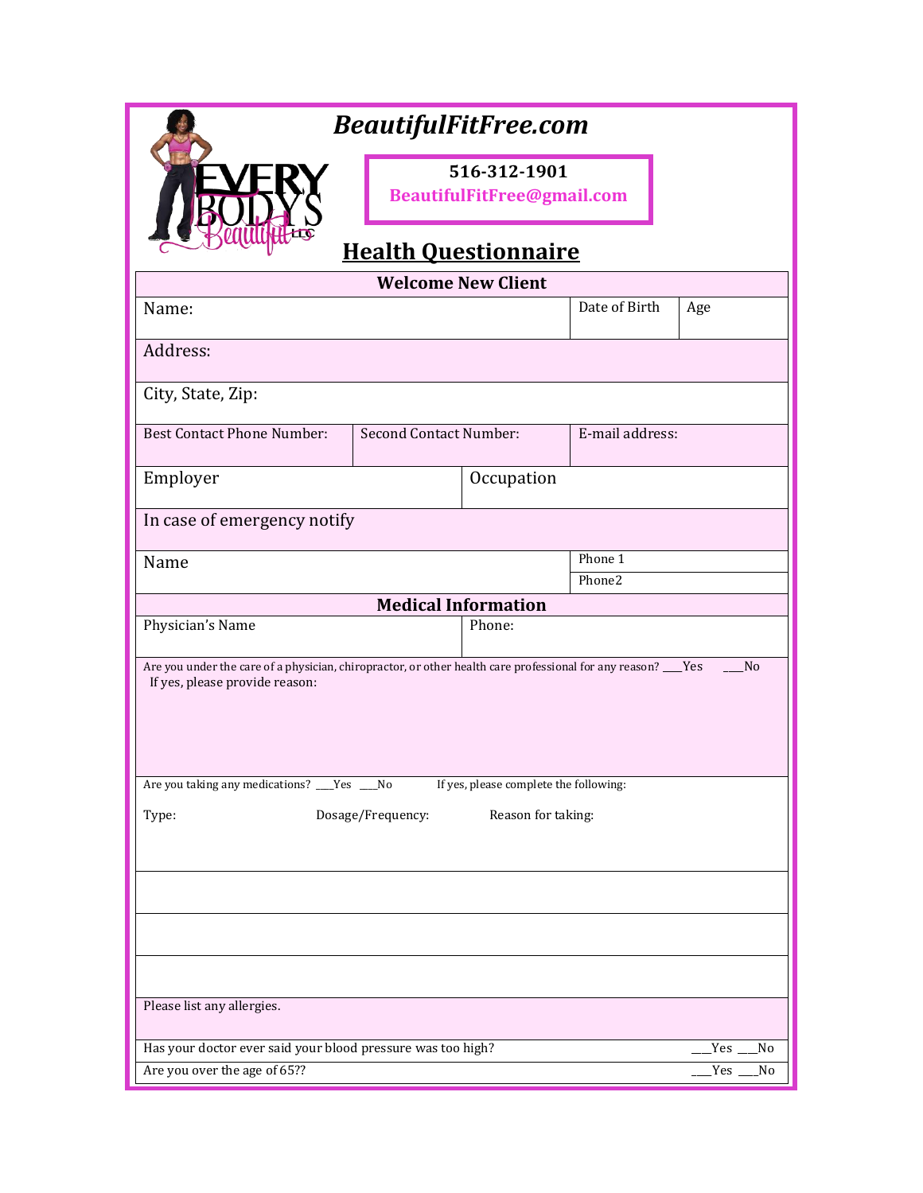# *BeautifulFitFree.com*

**516-312-1901**
**BeautifulFitFree@gmail.com**

EVERY BODYS Beautiful LLC

## Health Questionnaire

| **Welcome New Client** | | |
|---|---|---|
| Name: | Date of Birth | Age |
| Address: | | |
| City, State, Zip: | | |
| Best Contact Phone Number: | Second Contact Number: | E-mail address: |
| Employer | Occupation | |
| In case of emergency notify | | |
| Name | Phone 1 | |
| | Phone2 | |
| **Medical Information** | | |
| Physician's Name | Phone: | |

Are you under the care of a physician, chiropractor, or other health care professional for any reason? ___Yes ___No
If yes, please provide reason:

Are you taking any medications? ___Yes ___No If yes, please complete the following:

| Type: | Dosage/Frequency: | Reason for taking: |
|---|---|---|
| | | |
| | | |
| | | |
| | | |

Please list any allergies.

| | |
|---|---|
| Has your doctor ever said your blood pressure was too high? | ___Yes ___No |
| Are you over the age of 65?? | ___Yes ___No |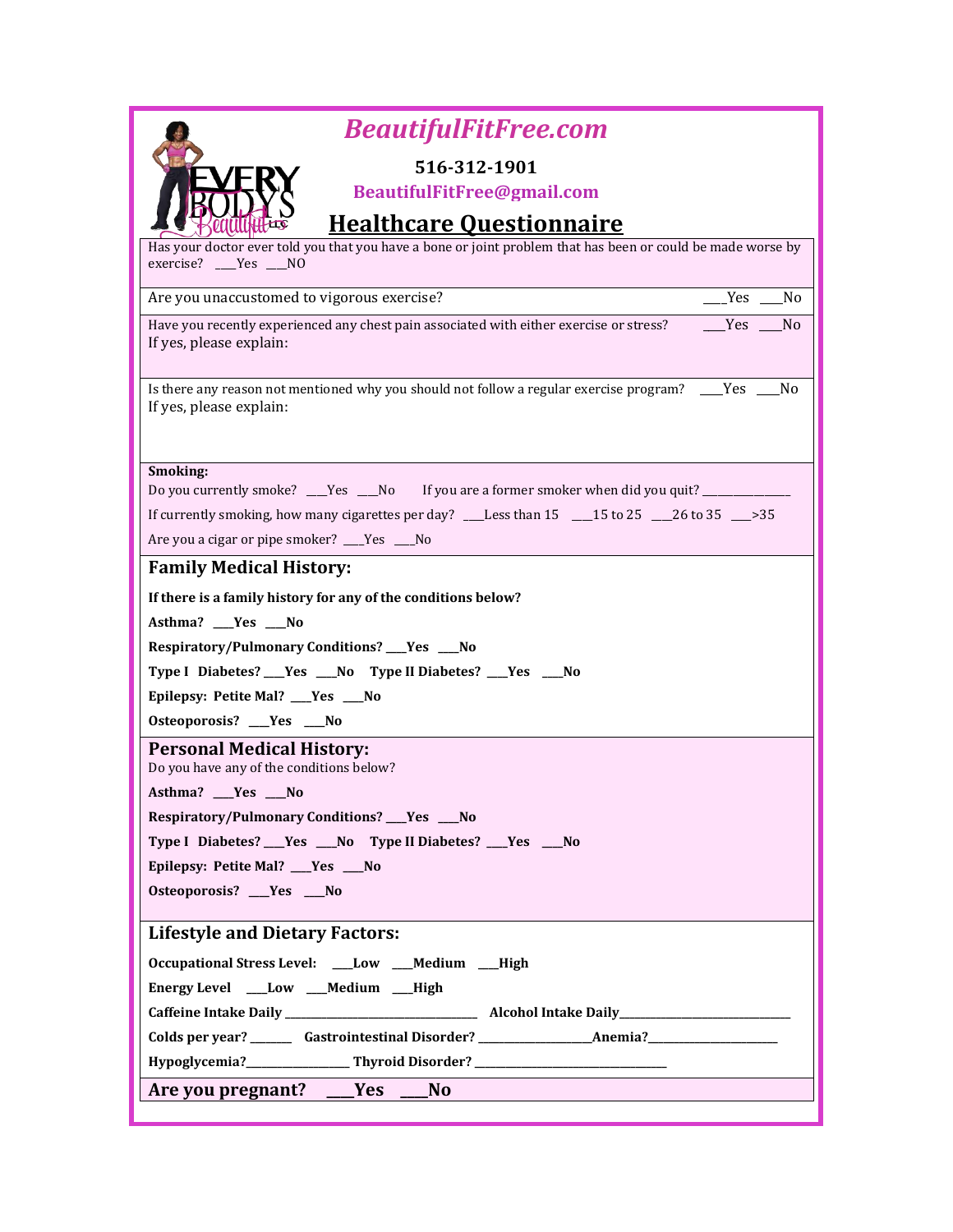# BeautifulFitFree.com

**516-312-1901**

**BeautifulFitFree@gmail.com**

## Healthcare Questionnaire

Has your doctor ever told you that you have a bone or joint problem that has been or could be made worse by exercise? ___Yes ___NO

Are you unaccustomed to vigorous exercise? ___Yes ___No

Have you recently experienced any chest pain associated with either exercise or stress? ___Yes ___No
If yes, please explain:

Is there any reason not mentioned why you should not follow a regular exercise program? ___Yes ___No
If yes, please explain:

**Smoking:**

Do you currently smoke? ___Yes ___No If you are a former smoker when did you quit? ______________

If currently smoking, how many cigarettes per day? ___Less than 15 ___15 to 25 ___26 to 35 ___>35

Are you a cigar or pipe smoker? ___Yes ___No

### Family Medical History:

**If there is a family history for any of the conditions below?**

**Asthma? ___Yes ___No**

**Respiratory/Pulmonary Conditions? ___Yes ___No**

**Type I Diabetes? ___Yes ___No Type II Diabetes? ___Yes ___No**

**Epilepsy: Petite Mal? ___Yes ___No**

**Osteoporosis? ___Yes ___No**

### Personal Medical History:

Do you have any of the conditions below?

**Asthma? ___Yes ___No**

**Respiratory/Pulmonary Conditions? ___Yes ___No**

**Type I Diabetes? ___Yes ___No Type II Diabetes? ___Yes ___No**

**Epilepsy: Petite Mal? ___Yes ___No**

**Osteoporosis? ___Yes ___No**

### Lifestyle and Dietary Factors:

**Occupational Stress Level: ___Low ___Medium ___High**

**Energy Level ___Low ___Medium ___High**

**Caffeine Intake Daily ______________________________ Alcohol Intake Daily______________________________**

**Colds per year? _______ Gastrointestinal Disorder? __________________Anemia?______________________**

**Hypoglycemia?_________________ Thyroid Disorder? _________________________________**

### Are you pregnant? ___Yes ___No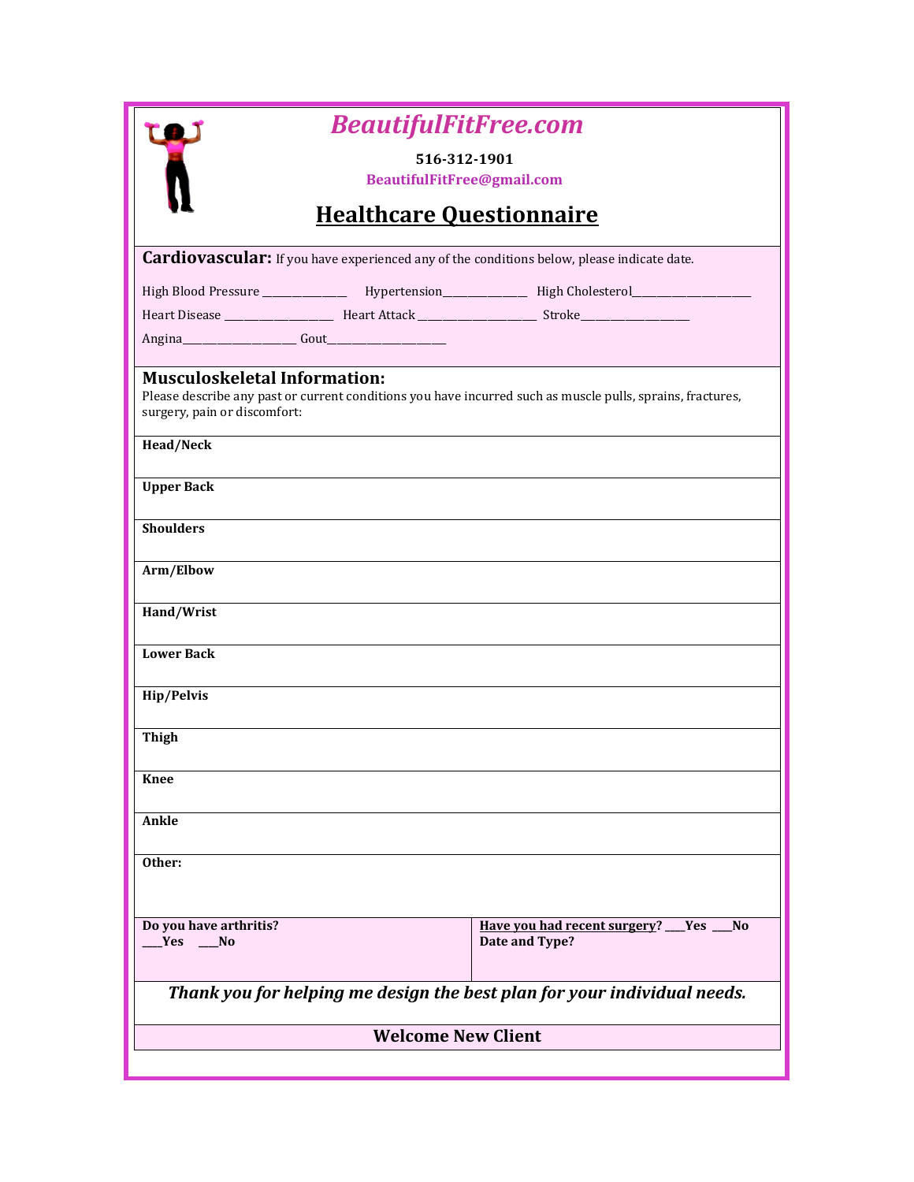# *BeautifulFitFree.com*

**516-312-1901**

**BeautifulFitFree@gmail.com**

## Healthcare Questionnaire

**Cardiovascular:** If you have experienced any of the conditions below, please indicate date.

High Blood Pressure ______________ Hypertension______________ High Cholesterol____________________

Heart Disease __________________ Heart Attack ___________________ Stroke___________________

Angina___________________ Gout____________________

**Musculoskeletal Information:**
Please describe any past or current conditions you have incurred such as muscle pulls, sprains, fractures, surgery, pain or discomfort:

**Head/Neck**

**Upper Back**

**Shoulders**

**Arm/Elbow**

**Hand/Wrist**

**Lower Back**

**Hip/Pelvis**

**Thigh**

**Knee**

**Ankle**

**Other:**

**Do you have arthritis?**
**___Yes ___No**

**Have you had recent surgery? ___Yes ___No**
**Date and Type?**

***Thank you for helping me design the best plan for your individual needs.***

**Welcome New Client**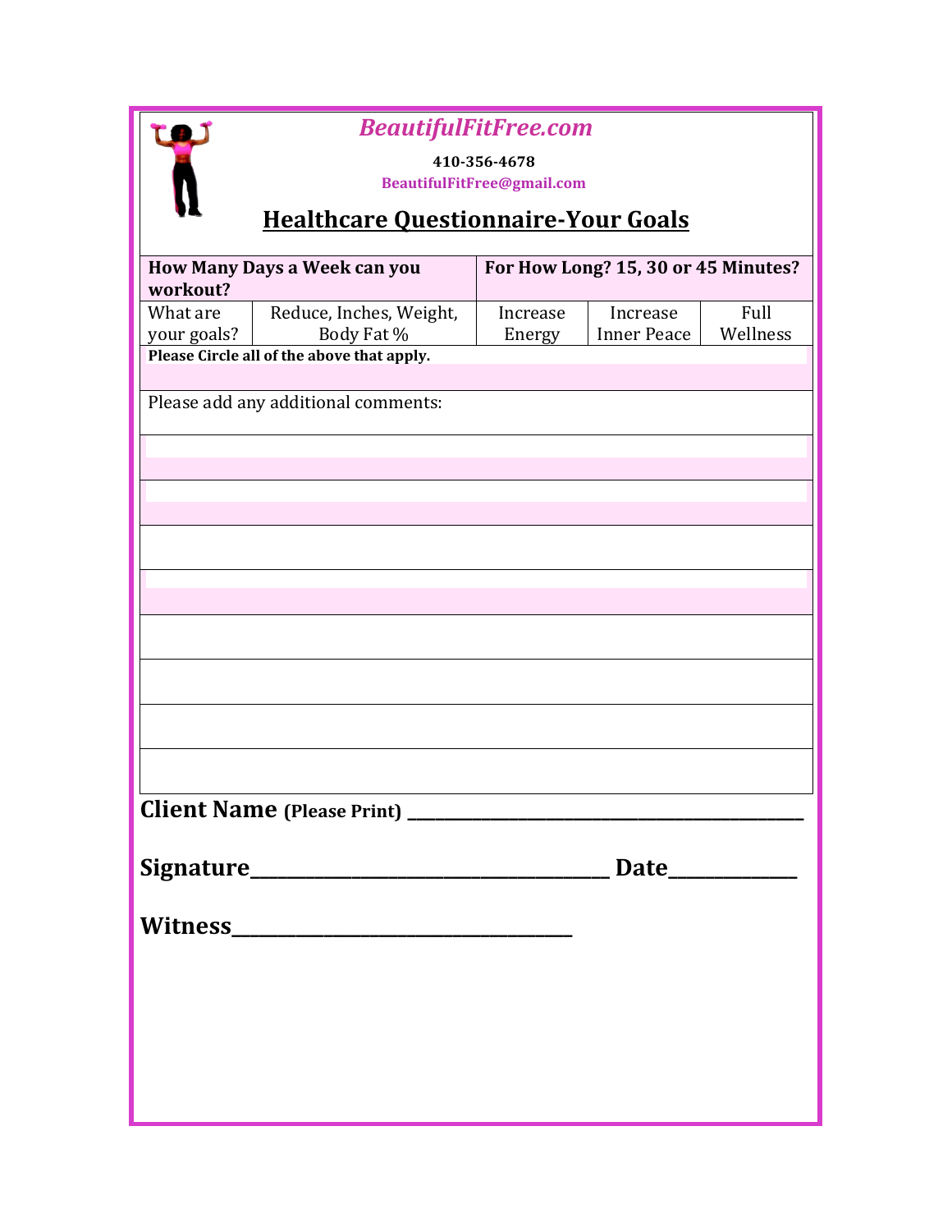*BeautifulFitFree.com*

**410-356-4678**

**BeautifulFitFree@gmail.com**

## Healthcare Questionnaire-Your Goals

| How Many Days a Week can you workout? | | For How Long? 15, 30 or 45 Minutes? | | |
|---|---|---|---|---|
| What are your goals? | Reduce, Inches, Weight, Body Fat % | Increase Energy | Increase Inner Peace | Full Wellness |
| **Please Circle all of the above that apply.** | | | | |

Please add any additional comments:

**Client Name (Please Print)** ___________________________________________

**Signature**____________________________________ **Date**_____________

**Witness**__________________________________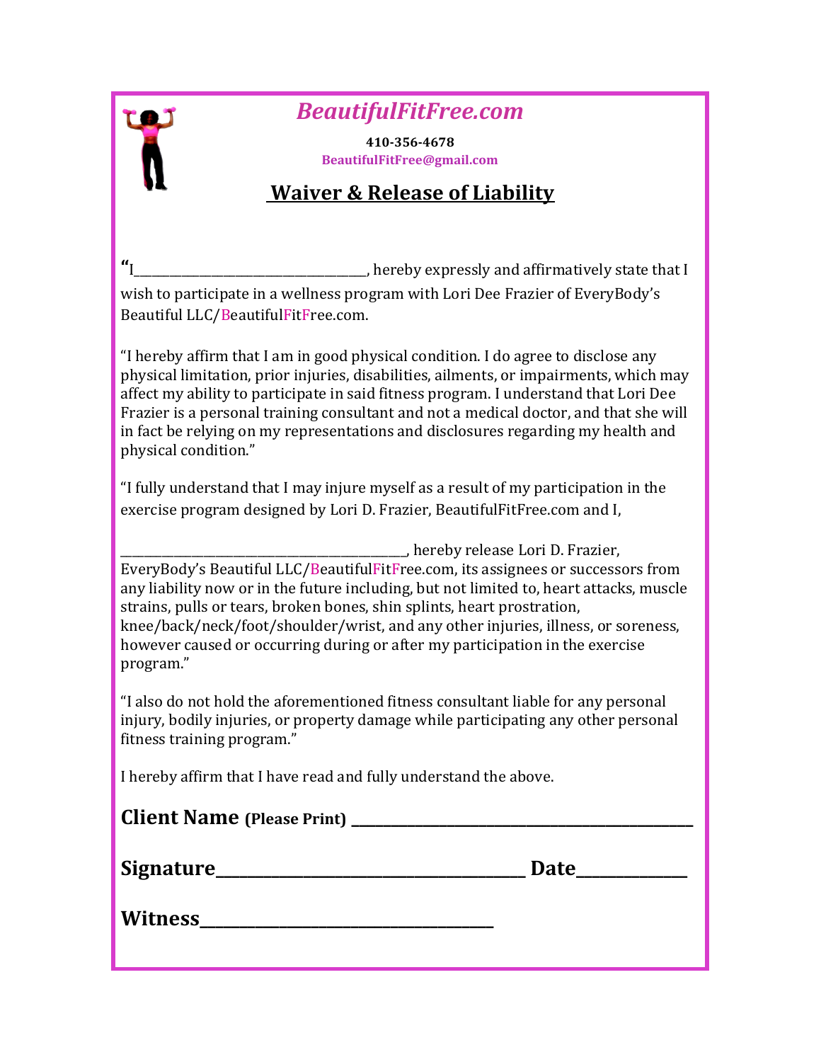# *BeautifulFitFree.com*

**410-356-4678**
**BeautifulFitFree@gmail.com**

## Waiver & Release of Liability

"I___________________________________, hereby expressly and affirmatively state that I wish to participate in a wellness program with Lori Dee Frazier of EveryBody's Beautiful LLC/BeautifulFitFree.com.

"I hereby affirm that I am in good physical condition. I do agree to disclose any physical limitation, prior injuries, disabilities, ailments, or impairments, which may affect my ability to participate in said fitness program. I understand that Lori Dee Frazier is a personal training consultant and not a medical doctor, and that she will in fact be relying on my representations and disclosures regarding my health and physical condition."

"I fully understand that I may injure myself as a result of my participation in the exercise program designed by Lori D. Frazier, BeautifulFitFree.com and I,

____________________________________________, hereby release Lori D. Frazier, EveryBody's Beautiful LLC/BeautifulFitFree.com, its assignees or successors from any liability now or in the future including, but not limited to, heart attacks, muscle strains, pulls or tears, broken bones, shin splints, heart prostration, knee/back/neck/foot/shoulder/wrist, and any other injuries, illness, or soreness, however caused or occurring during or after my participation in the exercise program."

"I also do not hold the aforementioned fitness consultant liable for any personal injury, bodily injuries, or property damage while participating any other personal fitness training program."

I hereby affirm that I have read and fully understand the above.

**Client Name (Please Print)** _____________________________________________

**Signature**______________________________________ **Date**_____________

**Witness**_____________________________________